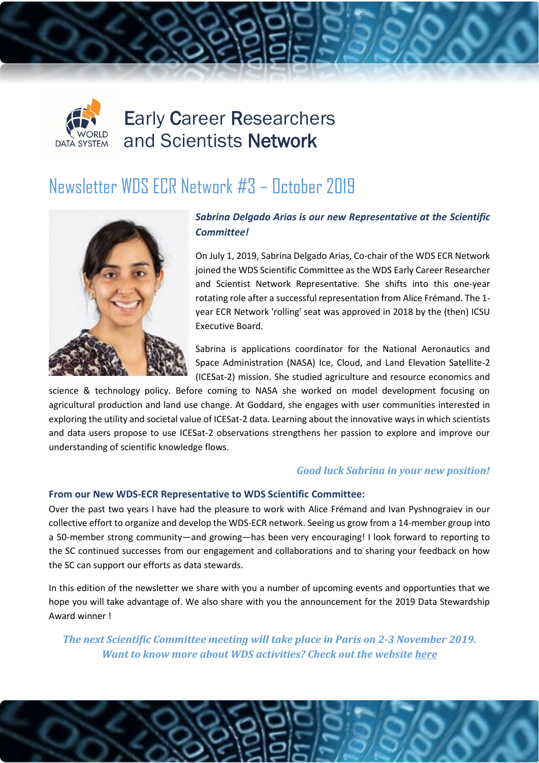WORLD DATA SYSTEM

# Early Career Researchers and Scientists Network

## Newsletter WDS ECR Network #3 – October 2019

***Sabrina Delgado Arias is our new Representative at the Scientific Committee!***

On July 1, 2019, Sabrina Delgado Arias, Co-chair of the WDS ECR Network joined the WDS Scientific Committee as the WDS Early Career Researcher and Scientist Network Representative. She shifts into this one-year rotating role after a successful representation from Alice Frémand. The 1-year ECR Network 'rolling' seat was approved in 2018 by the (then) ICSU Executive Board.

Sabrina is applications coordinator for the National Aeronautics and Space Administration (NASA) Ice, Cloud, and Land Elevation Satellite-2 (ICESat-2) mission. She studied agriculture and resource economics and science & technology policy. Before coming to NASA she worked on model development focusing on agricultural production and land use change. At Goddard, she engages with user communities interested in exploring the utility and societal value of ICESat-2 data. Learning about the innovative ways in which scientists and data users propose to use ICESat-2 observations strengthens her passion to explore and improve our understanding of scientific knowledge flows.

***Good luck Sabrina in your new position!***

**From our New WDS-ECR Representative to WDS Scientific Committee:**

Over the past two years I have had the pleasure to work with Alice Frémand and Ivan Pyshnograiev in our collective effort to organize and develop the WDS-ECR network. Seeing us grow from a 14-member group into a 50-member strong community—and growing—has been very encouraging! I look forward to reporting to the SC continued successes from our engagement and collaborations and to sharing your feedback on how the SC can support our efforts as data stewards.

In this edition of the newsletter we share with you a number of upcoming events and opportunties that we hope you will take advantage of. We also share with you the announcement for the 2019 Data Stewardship Award winner !

***The next Scientific Committee meeting will take place in Paris on 2-3 November 2019. Want to know more about WDS activities? Check out the website here***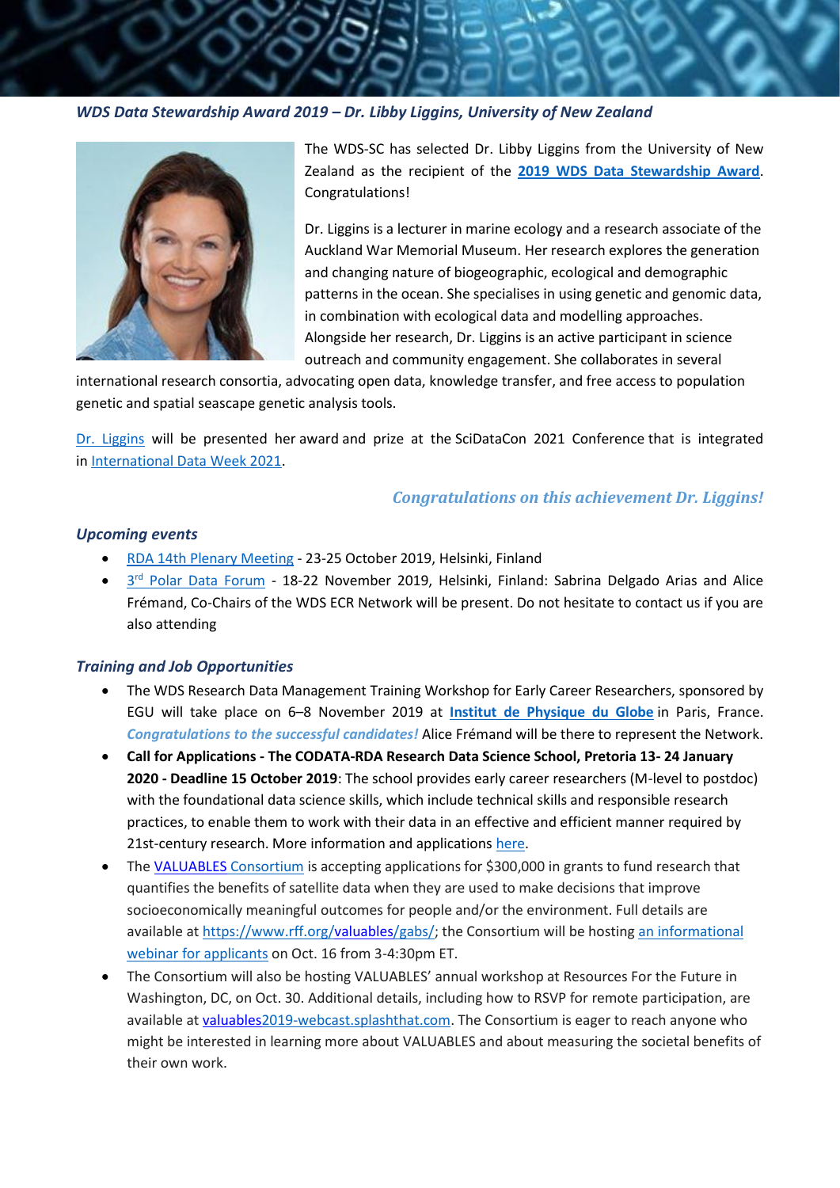*WDS Data Stewardship Award 2019 – Dr. Libby Liggins, University of New Zealand*

The WDS-SC has selected Dr. Libby Liggins from the University of New Zealand as the recipient of the **2019 WDS Data Stewardship Award**. Congratulations!

Dr. Liggins is a lecturer in marine ecology and a research associate of the Auckland War Memorial Museum. Her research explores the generation and changing nature of biogeographic, ecological and demographic patterns in the ocean. She specialises in using genetic and genomic data, in combination with ecological data and modelling approaches. Alongside her research, Dr. Liggins is an active participant in science outreach and community engagement. She collaborates in several international research consortia, advocating open data, knowledge transfer, and free access to population genetic and spatial seascape genetic analysis tools.

Dr. Liggins will be presented her award and prize at the SciDataCon 2021 Conference that is integrated in International Data Week 2021.

*Congratulations on this achievement Dr. Liggins!*

### *Upcoming events*

- RDA 14th Plenary Meeting - 23-25 October 2019, Helsinki, Finland
- 3rd Polar Data Forum - 18-22 November 2019, Helsinki, Finland: Sabrina Delgado Arias and Alice Frémand, Co-Chairs of the WDS ECR Network will be present. Do not hesitate to contact us if you are also attending

### *Training and Job Opportunities*

- The WDS Research Data Management Training Workshop for Early Career Researchers, sponsored by EGU will take place on 6–8 November 2019 at **Institut de Physique du Globe** in Paris, France. ***Congratulations to the successful candidates!*** Alice Frémand will be there to represent the Network.
- **Call for Applications - The CODATA-RDA Research Data Science School, Pretoria 13- 24 January 2020 - Deadline 15 October 2019**: The school provides early career researchers (M-level to postdoc) with the foundational data science skills, which include technical skills and responsible research practices, to enable them to work with their data in an effective and efficient manner required by 21st-century research. More information and applications here.
- The VALUABLES Consortium is accepting applications for $300,000 in grants to fund research that quantifies the benefits of satellite data when they are used to make decisions that improve socioeconomically meaningful outcomes for people and/or the environment. Full details are available at https://www.rff.org/valuables/gabs/; the Consortium will be hosting an informational webinar for applicants on Oct. 16 from 3-4:30pm ET.
- The Consortium will also be hosting VALUABLES' annual workshop at Resources For the Future in Washington, DC, on Oct. 30. Additional details, including how to RSVP for remote participation, are available at valuables2019-webcast.splashthat.com. The Consortium is eager to reach anyone who might be interested in learning more about VALUABLES and about measuring the societal benefits of their own work.